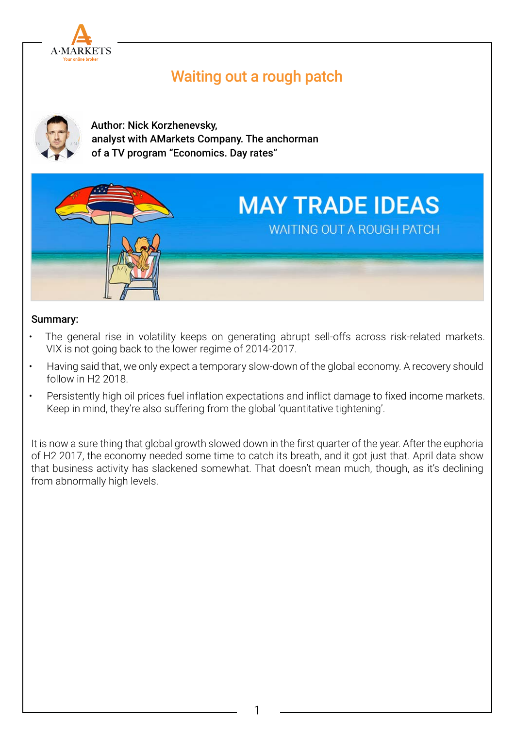# Waiting out a rough patch

**Author: Nick Korzhenevsky, analyst with AMarkets Company. The anchorman of a TV program "Economics. Day rates"**

MAY TRADE IDEAS

WAITING OUT A ROUGH PATCH

**Summary:**

- The general rise in volatility keeps on generating abrupt sell-offs across risk-related markets. VIX is not going back to the lower regime of 2014-2017.
- Having said that, we only expect a temporary slow-down of the global economy. A recovery should follow in H2 2018.
- Persistently high oil prices fuel inflation expectations and inflict damage to fixed income markets. Keep in mind, they're also suffering from the global 'quantitative tightening'.

It is now a sure thing that global growth slowed down in the first quarter of the year. After the euphoria of H2 2017, the economy needed some time to catch its breath, and it got just that. April data show that business activity has slackened somewhat. That doesn't mean much, though, as it's declining from abnormally high levels.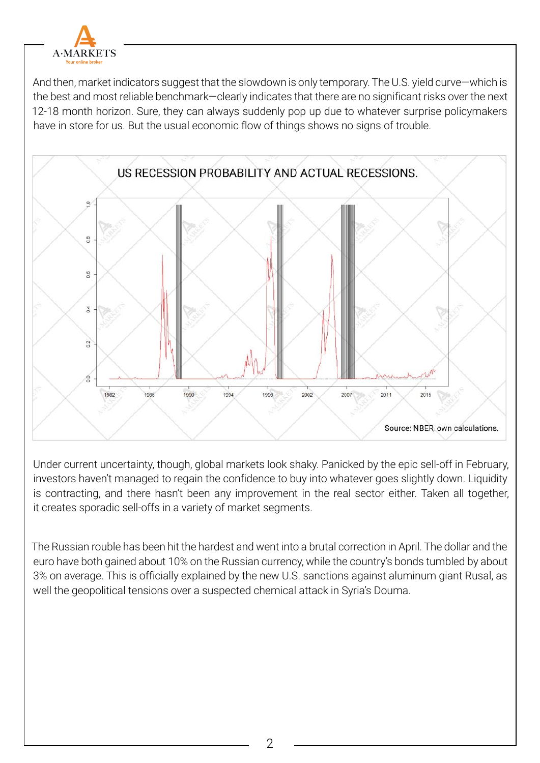And then, market indicators suggest that the slowdown is only temporary. The U.S. yield curve—which is the best and most reliable benchmark—clearly indicates that there are no significant risks over the next 12-18 month horizon. Sure, they can always suddenly pop up due to whatever surprise policymakers have in store for us. But the usual economic flow of things shows no signs of trouble.

US RECESSION PROBABILITY AND ACTUAL RECESSIONS.

0.0
0.2
0.4
0.6
0.8
1.0

1982
1986
1990
1994
1998
2002
2007
2011
2015

Source: NBER, own calculations.

Under current uncertainty, though, global markets look shaky. Panicked by the epic sell-off in February, investors haven't managed to regain the confidence to buy into whatever goes slightly down. Liquidity is contracting, and there hasn't been any improvement in the real sector either. Taken all together, it creates sporadic sell-offs in a variety of market segments.

The Russian rouble has been hit the hardest and went into a brutal correction in April. The dollar and the euro have both gained about 10% on the Russian currency, while the country's bonds tumbled by about 3% on average. This is officially explained by the new U.S. sanctions against aluminum giant Rusal, as well the geopolitical tensions over a suspected chemical attack in Syria's Douma.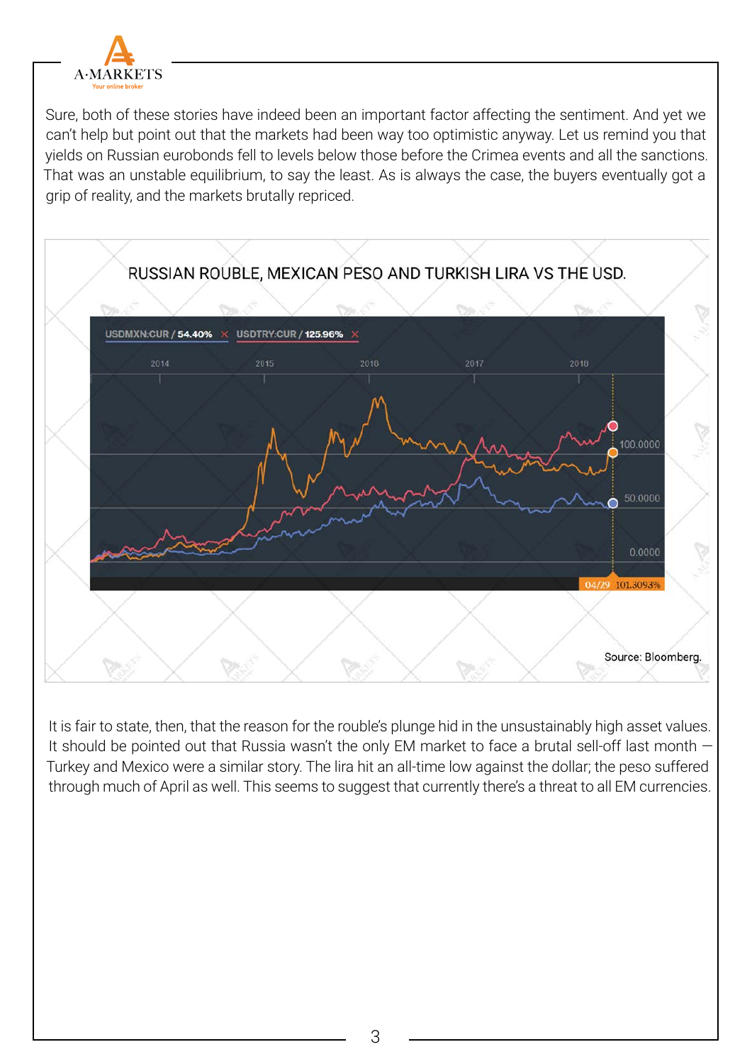Sure, both of these stories have indeed been an important factor affecting the sentiment. And yet we can't help but point out that the markets had been way too optimistic anyway. Let us remind you that yields on Russian eurobonds fell to levels below those before the Crimea events and all the sanctions. That was an unstable equilibrium, to say the least. As is always the case, the buyers eventually got a grip of reality, and the markets brutally repriced.

RUSSIAN ROUBLE, MEXICAN PESO AND TURKISH LIRA VS THE USD.

USDMXN:CUR / 54.40%
USDTRY:CUR / 125.96%
2014
2015
2016
2017
2018
100.0000
50.0000
0.0000
04/29 101.3093%

Source: Bloomberg.

It is fair to state, then, that the reason for the rouble's plunge hid in the unsustainably high asset values. It should be pointed out that Russia wasn't the only EM market to face a brutal sell-off last month — Turkey and Mexico were a similar story. The lira hit an all-time low against the dollar; the peso suffered through much of April as well. This seems to suggest that currently there's a threat to all EM currencies.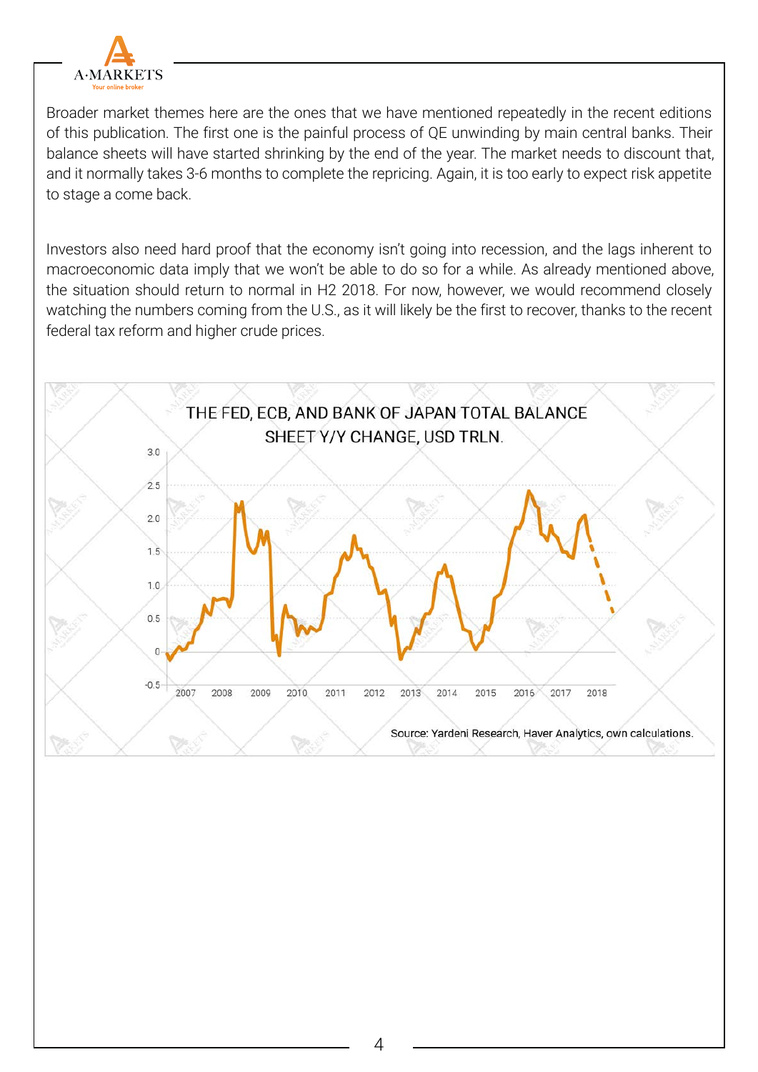Broader market themes here are the ones that we have mentioned repeatedly in the recent editions of this publication. The first one is the painful process of QE unwinding by main central banks. Their balance sheets will have started shrinking by the end of the year. The market needs to discount that, and it normally takes 3-6 months to complete the repricing. Again, it is too early to expect risk appetite to stage a come back.

Investors also need hard proof that the economy isn't going into recession, and the lags inherent to macroeconomic data imply that we won't be able to do so for a while. As already mentioned above, the situation should return to normal in H2 2018. For now, however, we would recommend closely watching the numbers coming from the U.S., as it will likely be the first to recover, thanks to the recent federal tax reform and higher crude prices.

THE FED, ECB, AND BANK OF JAPAN TOTAL BALANCE SHEET Y/Y CHANGE, USD TRLN.

3.0
2.5
2.0
1.5
1.0
0.5
0
-0.5

2007 2008 2009 2010 2011 2012 2013 2014 2015 2016 2017 2018

Source: Yardeni Research, Haver Analytics, own calculations.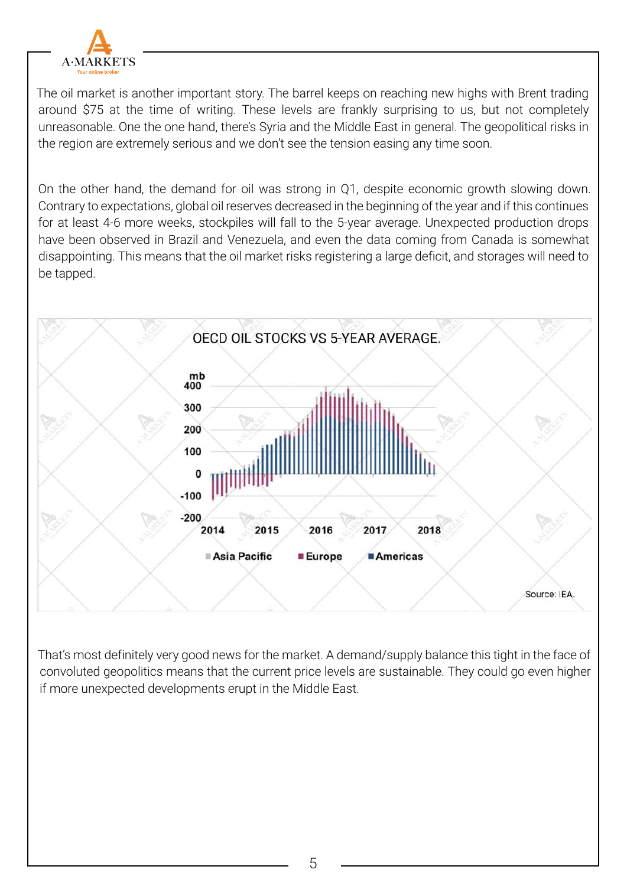The oil market is another important story. The barrel keeps on reaching new highs with Brent trading around $75 at the time of writing. These levels are frankly surprising to us, but not completely unreasonable. One the one hand, there's Syria and the Middle East in general. The geopolitical risks in the region are extremely serious and we don't see the tension easing any time soon.

On the other hand, the demand for oil was strong in Q1, despite economic growth slowing down. Contrary to expectations, global oil reserves decreased in the beginning of the year and if this continues for at least 4-6 more weeks, stockpiles will fall to the 5-year average. Unexpected production drops have been observed in Brazil and Venezuela, and even the data coming from Canada is somewhat disappointing. This means that the oil market risks registering a large deficit, and storages will need to be tapped.

OECD OIL STOCKS VS 5-YEAR AVERAGE.

mb
400
300
200
100
0
-100
-200
2014 2015 2016 2017 2018

Asia Pacific Europe Americas

Source: IEA.

That's most definitely very good news for the market. A demand/supply balance this tight in the face of convoluted geopolitics means that the current price levels are sustainable. They could go even higher if more unexpected developments erupt in the Middle East.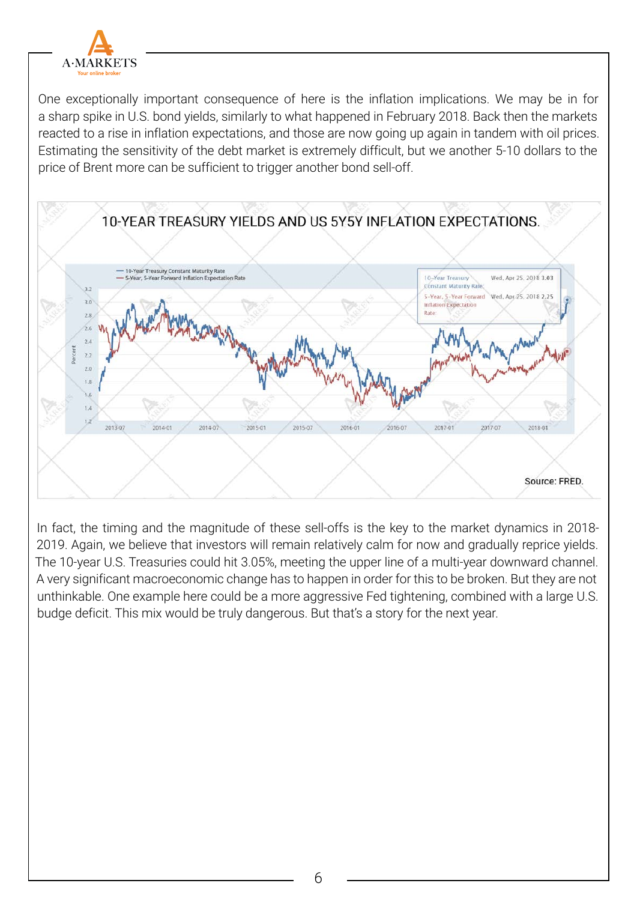One exceptionally important consequence of here is the inflation implications. We may be in for a sharp spike in U.S. bond yields, similarly to what happened in February 2018. Back then the markets reacted to a rise in inflation expectations, and those are now going up again in tandem with oil prices. Estimating the sensitivity of the debt market is extremely difficult, but we another 5-10 dollars to the price of Brent more can be sufficient to trigger another bond sell-off.

10-YEAR TREASURY YIELDS AND US 5Y5Y INFLATION EXPECTATIONS.

— 10-Year Treasury Constant Maturity Rate
— 5-Year, 5-Year Forward Inflation Expectation Rate

10-Year Treasury Constant Maturity Rate: Wed, Apr 25, 2018 3.03
5-Year, 5-Year Forward Inflation Expectation Rate: Wed, Apr 25, 2018 2.25

Percent

3.2
3.0
2.8
2.6
2.4
2.2
2.0
1.8
1.6
1.4
1.2

2013-07
2014-01
2014-07
2015-01
2015-07
2016-01
2016-07
2017-01
2017-07
2018-01

Source: FRED.

In fact, the timing and the magnitude of these sell-offs is the key to the market dynamics in 2018-2019. Again, we believe that investors will remain relatively calm for now and gradually reprice yields. The 10-year U.S. Treasuries could hit 3.05%, meeting the upper line of a multi-year downward channel. A very significant macroeconomic change has to happen in order for this to be broken. But they are not unthinkable. One example here could be a more aggressive Fed tightening, combined with a large U.S. budge deficit. This mix would be truly dangerous. But that's a story for the next year.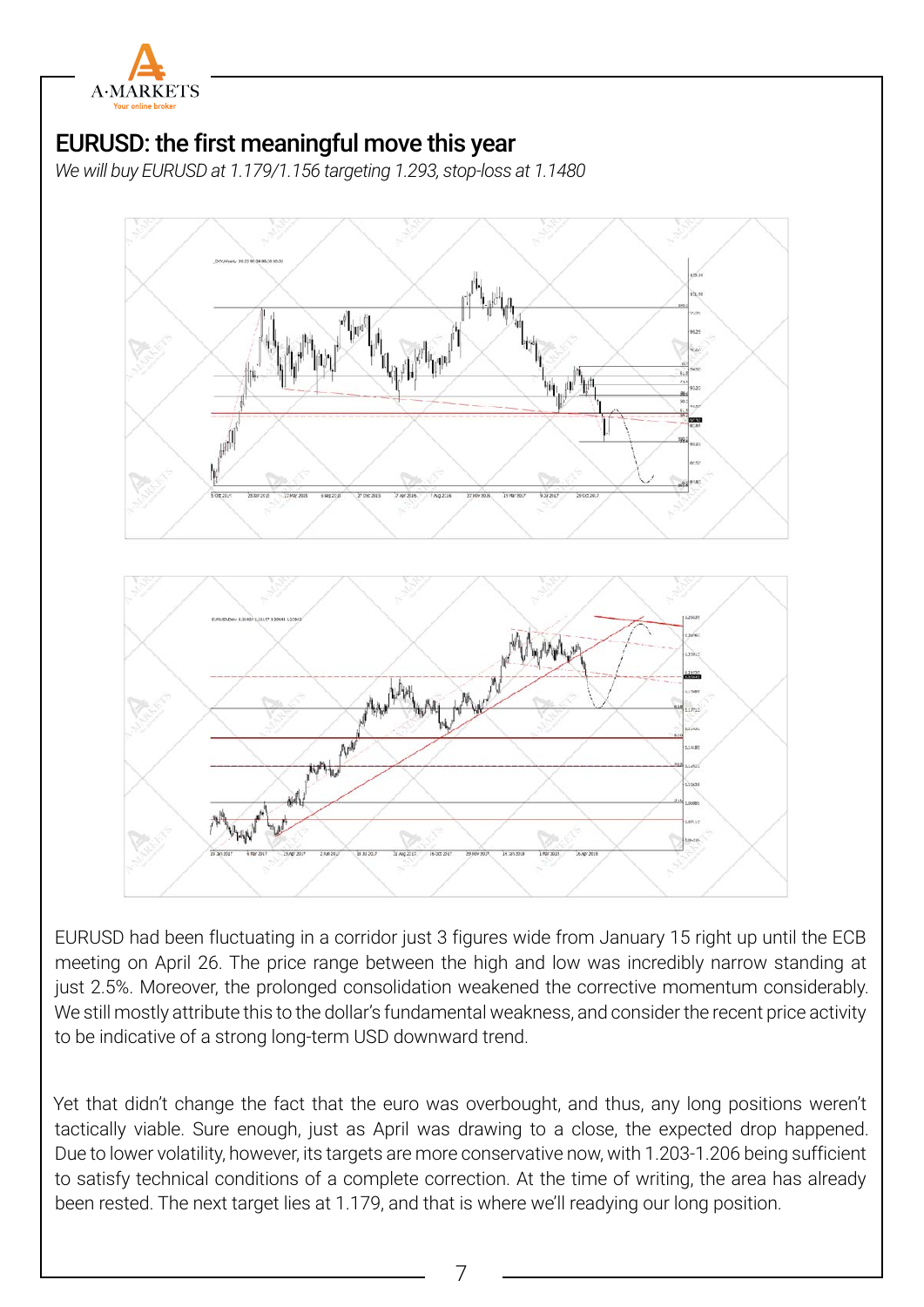## EURUSD: the first meaningful move this year

*We will buy EURUSD at 1.179/1.156 targeting 1.293, stop-loss at 1.1480*

EURUSD had been fluctuating in a corridor just 3 figures wide from January 15 right up until the ECB meeting on April 26. The price range between the high and low was incredibly narrow standing at just 2.5%. Moreover, the prolonged consolidation weakened the corrective momentum considerably. We still mostly attribute this to the dollar's fundamental weakness, and consider the recent price activity to be indicative of a strong long-term USD downward trend.

Yet that didn't change the fact that the euro was overbought, and thus, any long positions weren't tactically viable. Sure enough, just as April was drawing to a close, the expected drop happened. Due to lower volatility, however, its targets are more conservative now, with 1.203-1.206 being sufficient to satisfy technical conditions of a complete correction. At the time of writing, the area has already been rested. The next target lies at 1.179, and that is where we'll readying our long position.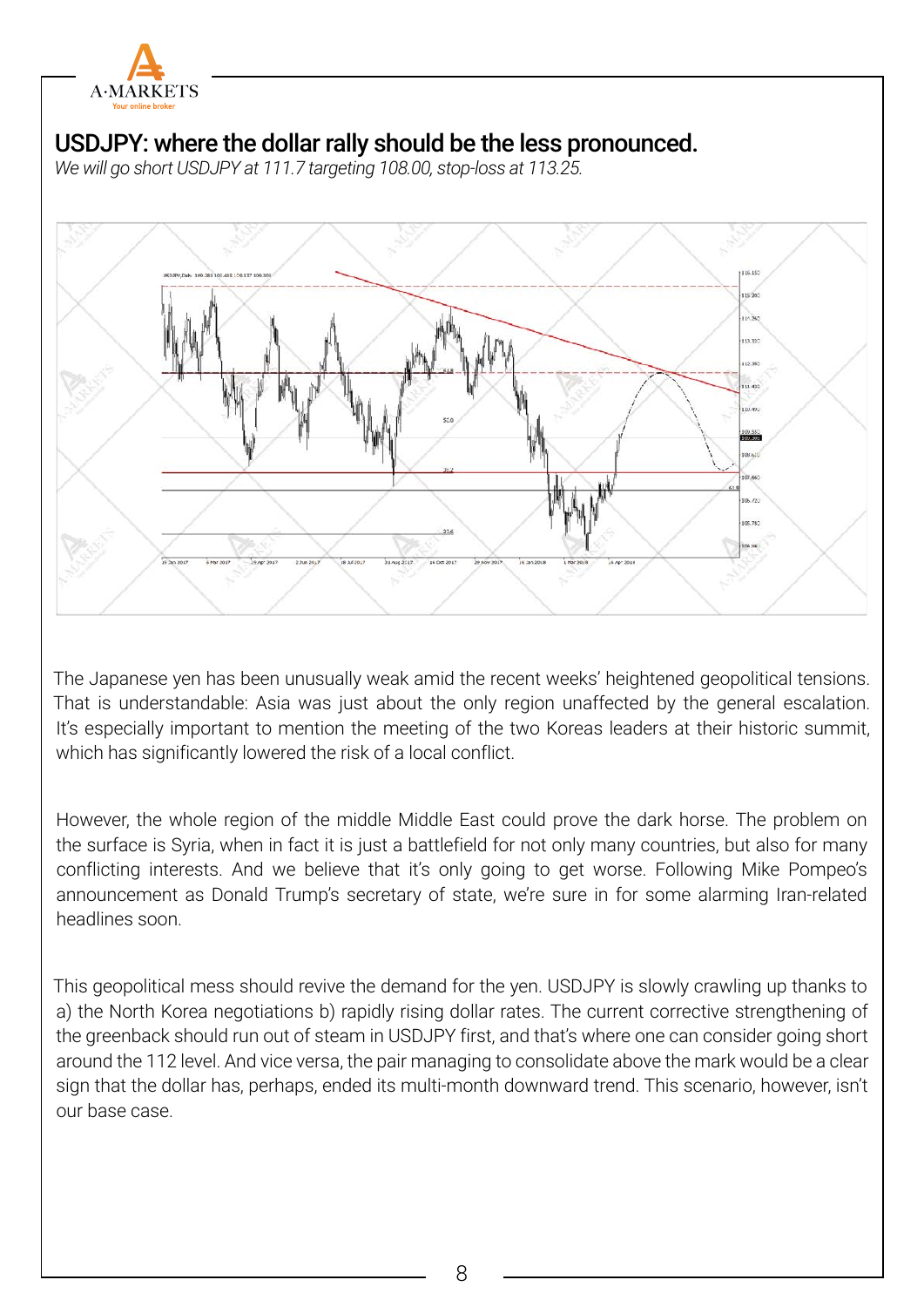## USDJPY: where the dollar rally should be the less pronounced.

*We will go short USDJPY at 111.7 targeting 108.00, stop-loss at 113.25.*

The Japanese yen has been unusually weak amid the recent weeks' heightened geopolitical tensions. That is understandable: Asia was just about the only region unaffected by the general escalation. It's especially important to mention the meeting of the two Koreas leaders at their historic summit, which has significantly lowered the risk of a local conflict.

However, the whole region of the middle Middle East could prove the dark horse. The problem on the surface is Syria, when in fact it is just a battlefield for not only many countries, but also for many conflicting interests. And we believe that it's only going to get worse. Following Mike Pompeo's announcement as Donald Trump's secretary of state, we're sure in for some alarming Iran-related headlines soon.

This geopolitical mess should revive the demand for the yen. USDJPY is slowly crawling up thanks to a) the North Korea negotiations b) rapidly rising dollar rates. The current corrective strengthening of the greenback should run out of steam in USDJPY first, and that's where one can consider going short around the 112 level. And vice versa, the pair managing to consolidate above the mark would be a clear sign that the dollar has, perhaps, ended its multi-month downward trend. This scenario, however, isn't our base case.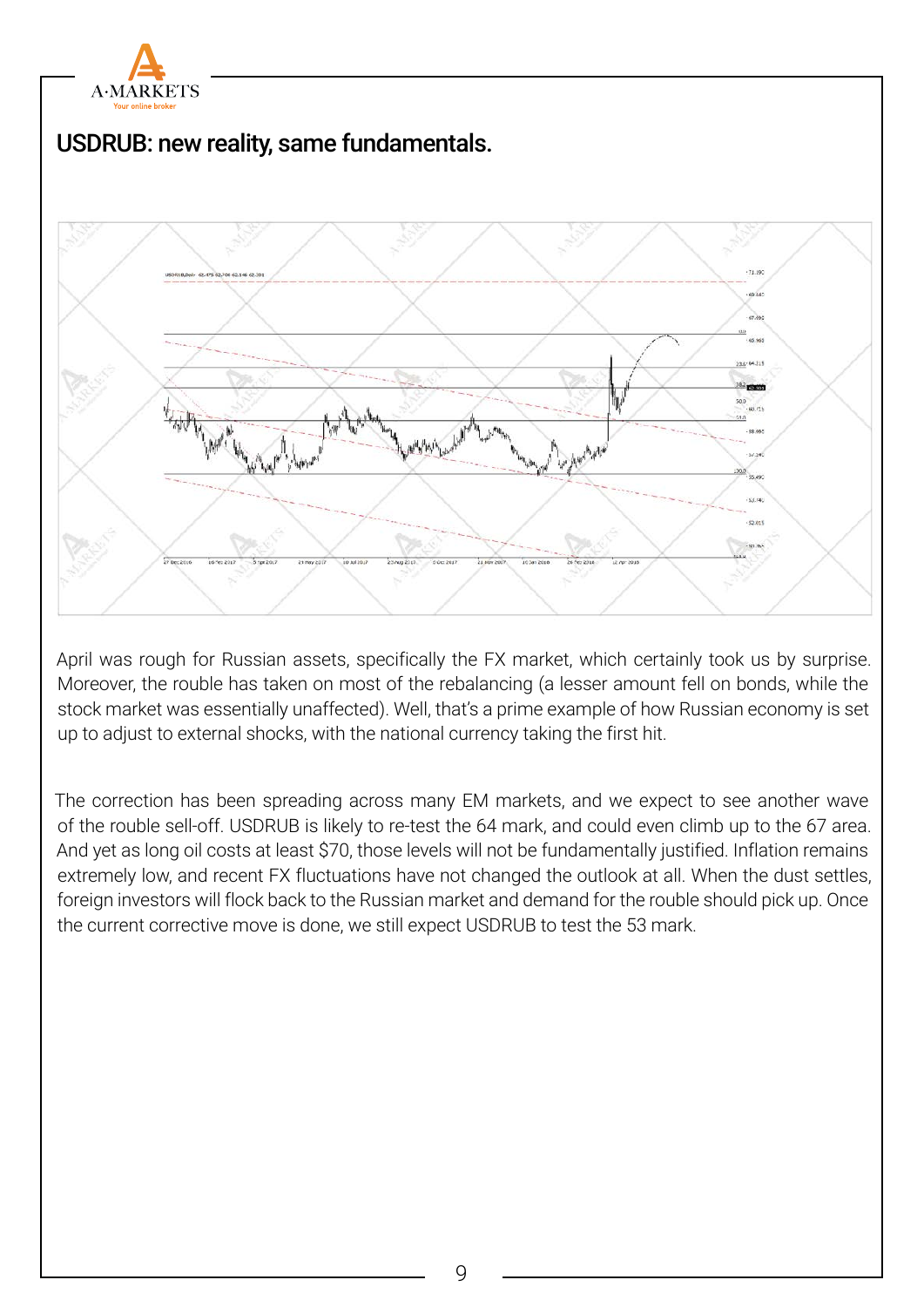## USDRUB: new reality, same fundamentals.

April was rough for Russian assets, specifically the FX market, which certainly took us by surprise. Moreover, the rouble has taken on most of the rebalancing (a lesser amount fell on bonds, while the stock market was essentially unaffected). Well, that's a prime example of how Russian economy is set up to adjust to external shocks, with the national currency taking the first hit.

The correction has been spreading across many EM markets, and we expect to see another wave of the rouble sell-off. USDRUB is likely to re-test the 64 mark, and could even climb up to the 67 area. And yet as long oil costs at least $70, those levels will not be fundamentally justified. Inflation remains extremely low, and recent FX fluctuations have not changed the outlook at all. When the dust settles, foreign investors will flock back to the Russian market and demand for the rouble should pick up. Once the current corrective move is done, we still expect USDRUB to test the 53 mark.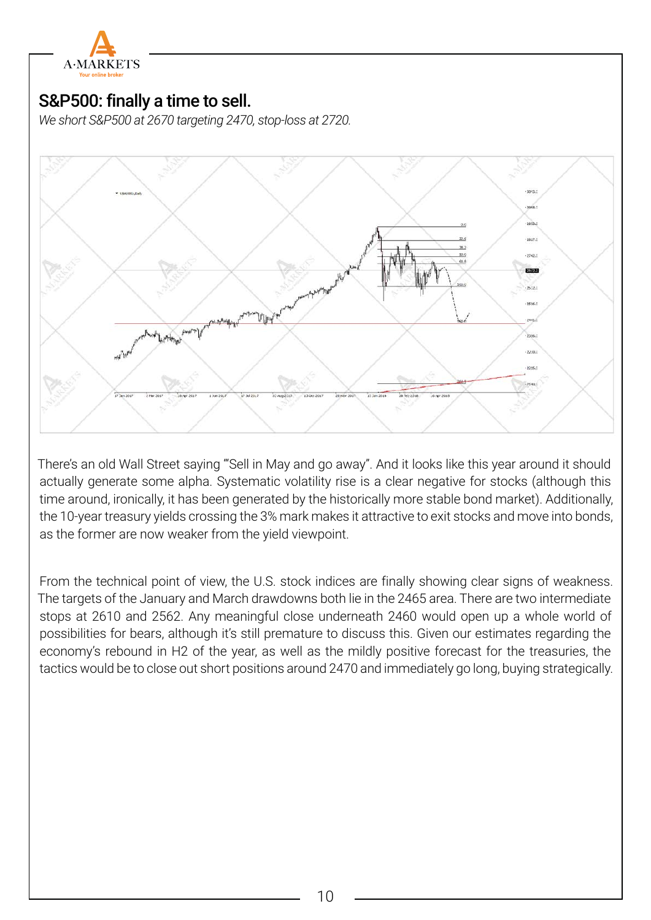## S&P500: finally a time to sell.

*We short S&P500 at 2670 targeting 2470, stop-loss at 2720.*

There's an old Wall Street saying "'Sell in May and go away". And it looks like this year around it should actually generate some alpha. Systematic volatility rise is a clear negative for stocks (although this time around, ironically, it has been generated by the historically more stable bond market). Additionally, the 10-year treasury yields crossing the 3% mark makes it attractive to exit stocks and move into bonds, as the former are now weaker from the yield viewpoint.

From the technical point of view, the U.S. stock indices are finally showing clear signs of weakness. The targets of the January and March drawdowns both lie in the 2465 area. There are two intermediate stops at 2610 and 2562. Any meaningful close underneath 2460 would open up a whole world of possibilities for bears, although it's still premature to discuss this. Given our estimates regarding the economy's rebound in H2 of the year, as well as the mildly positive forecast for the treasuries, the tactics would be to close out short positions around 2470 and immediately go long, buying strategically.